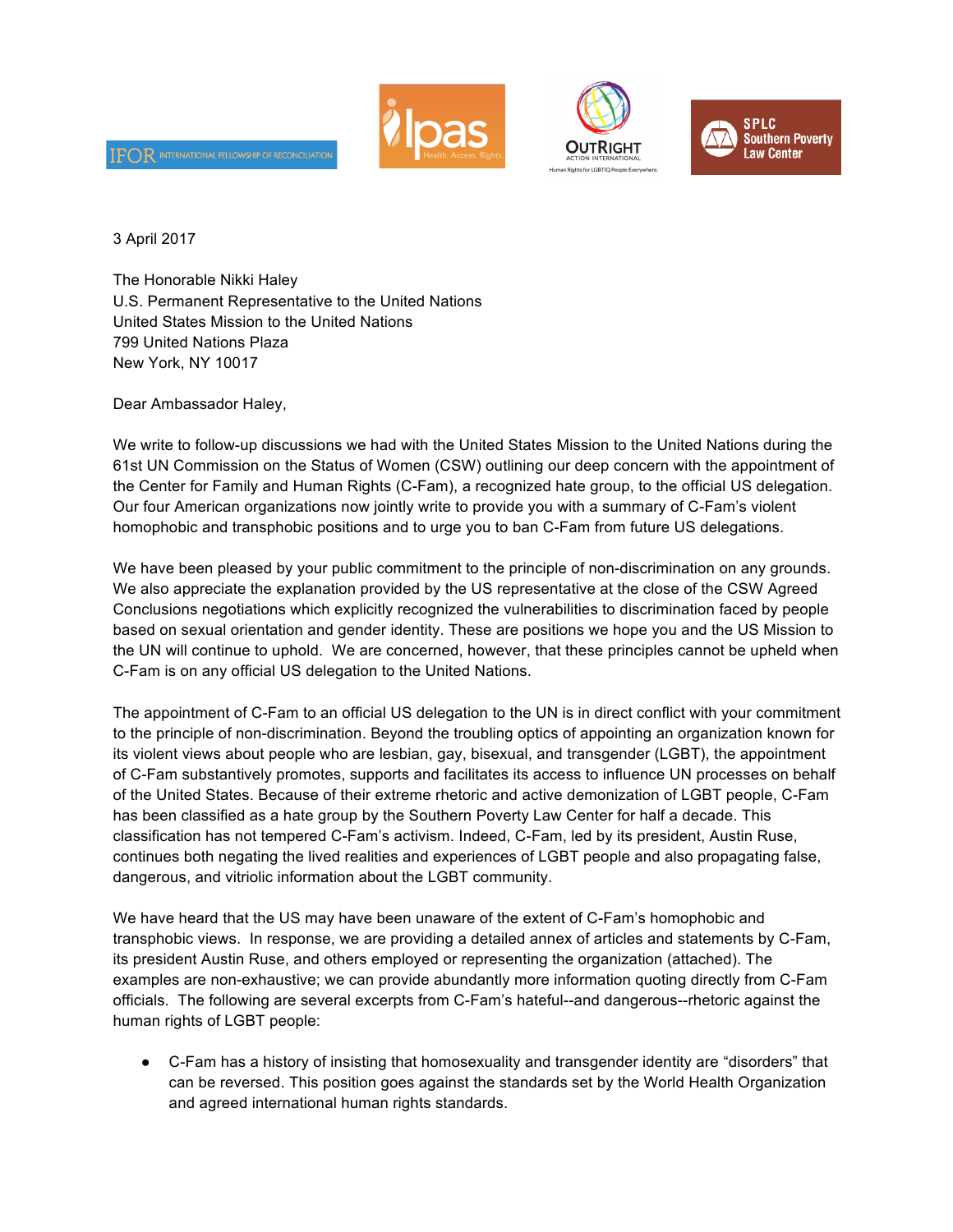IFOR INTERNATIONAL FELLOWSHIP OF RECONCILIATION

Ipas Health. Access. Rights.

OUTRIGHT ACTION INTERNATIONAL Human Rights for LGBTIQ People Everywhere.

SPLC Southern Poverty Law Center

3 April 2017

The Honorable Nikki Haley
U.S. Permanent Representative to the United Nations
United States Mission to the United Nations
799 United Nations Plaza
New York, NY 10017

Dear Ambassador Haley,

We write to follow-up discussions we had with the United States Mission to the United Nations during the 61st UN Commission on the Status of Women (CSW) outlining our deep concern with the appointment of the Center for Family and Human Rights (C-Fam), a recognized hate group, to the official US delegation. Our four American organizations now jointly write to provide you with a summary of C-Fam's violent homophobic and transphobic positions and to urge you to ban C-Fam from future US delegations.

We have been pleased by your public commitment to the principle of non-discrimination on any grounds. We also appreciate the explanation provided by the US representative at the close of the CSW Agreed Conclusions negotiations which explicitly recognized the vulnerabilities to discrimination faced by people based on sexual orientation and gender identity. These are positions we hope you and the US Mission to the UN will continue to uphold. We are concerned, however, that these principles cannot be upheld when C-Fam is on any official US delegation to the United Nations.

The appointment of C-Fam to an official US delegation to the UN is in direct conflict with your commitment to the principle of non-discrimination. Beyond the troubling optics of appointing an organization known for its violent views about people who are lesbian, gay, bisexual, and transgender (LGBT), the appointment of C-Fam substantively promotes, supports and facilitates its access to influence UN processes on behalf of the United States. Because of their extreme rhetoric and active demonization of LGBT people, C-Fam has been classified as a hate group by the Southern Poverty Law Center for half a decade. This classification has not tempered C-Fam's activism. Indeed, C-Fam, led by its president, Austin Ruse, continues both negating the lived realities and experiences of LGBT people and also propagating false, dangerous, and vitriolic information about the LGBT community.

We have heard that the US may have been unaware of the extent of C-Fam's homophobic and transphobic views. In response, we are providing a detailed annex of articles and statements by C-Fam, its president Austin Ruse, and others employed or representing the organization (attached). The examples are non-exhaustive; we can provide abundantly more information quoting directly from C-Fam officials. The following are several excerpts from C-Fam's hateful--and dangerous--rhetoric against the human rights of LGBT people:

- C-Fam has a history of insisting that homosexuality and transgender identity are "disorders" that can be reversed. This position goes against the standards set by the World Health Organization and agreed international human rights standards.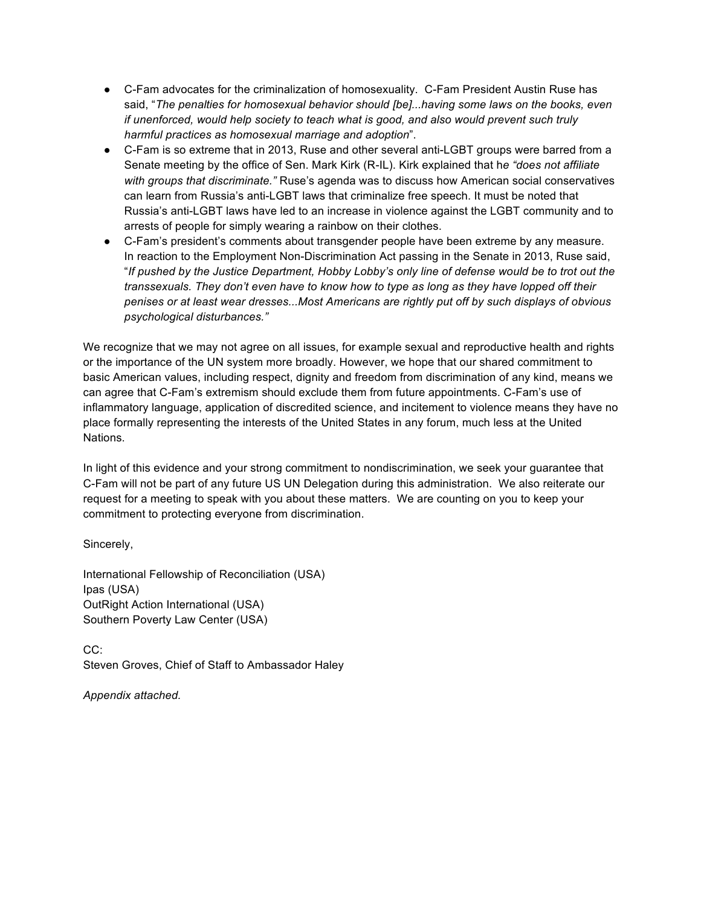- C-Fam advocates for the criminalization of homosexuality. C-Fam President Austin Ruse has said, "*The penalties for homosexual behavior should [be]...having some laws on the books, even if unenforced, would help society to teach what is good, and also would prevent such truly harmful practices as homosexual marriage and adoption*".
- C-Fam is so extreme that in 2013, Ruse and other several anti-LGBT groups were barred from a Senate meeting by the office of Sen. Mark Kirk (R-IL). Kirk explained that h*e "does not affiliate with groups that discriminate."* Ruse's agenda was to discuss how American social conservatives can learn from Russia's anti-LGBT laws that criminalize free speech. It must be noted that Russia's anti-LGBT laws have led to an increase in violence against the LGBT community and to arrests of people for simply wearing a rainbow on their clothes.
- C-Fam's president's comments about transgender people have been extreme by any measure. In reaction to the Employment Non-Discrimination Act passing in the Senate in 2013, Ruse said, "*If pushed by the Justice Department, Hobby Lobby's only line of defense would be to trot out the transsexuals. They don't even have to know how to type as long as they have lopped off their penises or at least wear dresses...Most Americans are rightly put off by such displays of obvious psychological disturbances."*

We recognize that we may not agree on all issues, for example sexual and reproductive health and rights or the importance of the UN system more broadly. However, we hope that our shared commitment to basic American values, including respect, dignity and freedom from discrimination of any kind, means we can agree that C-Fam's extremism should exclude them from future appointments. C-Fam's use of inflammatory language, application of discredited science, and incitement to violence means they have no place formally representing the interests of the United States in any forum, much less at the United Nations.

In light of this evidence and your strong commitment to nondiscrimination, we seek your guarantee that C-Fam will not be part of any future US UN Delegation during this administration. We also reiterate our request for a meeting to speak with you about these matters. We are counting on you to keep your commitment to protecting everyone from discrimination.

Sincerely,

International Fellowship of Reconciliation (USA)
Ipas (USA)
OutRight Action International (USA)
Southern Poverty Law Center (USA)

CC:
Steven Groves, Chief of Staff to Ambassador Haley

*Appendix attached.*